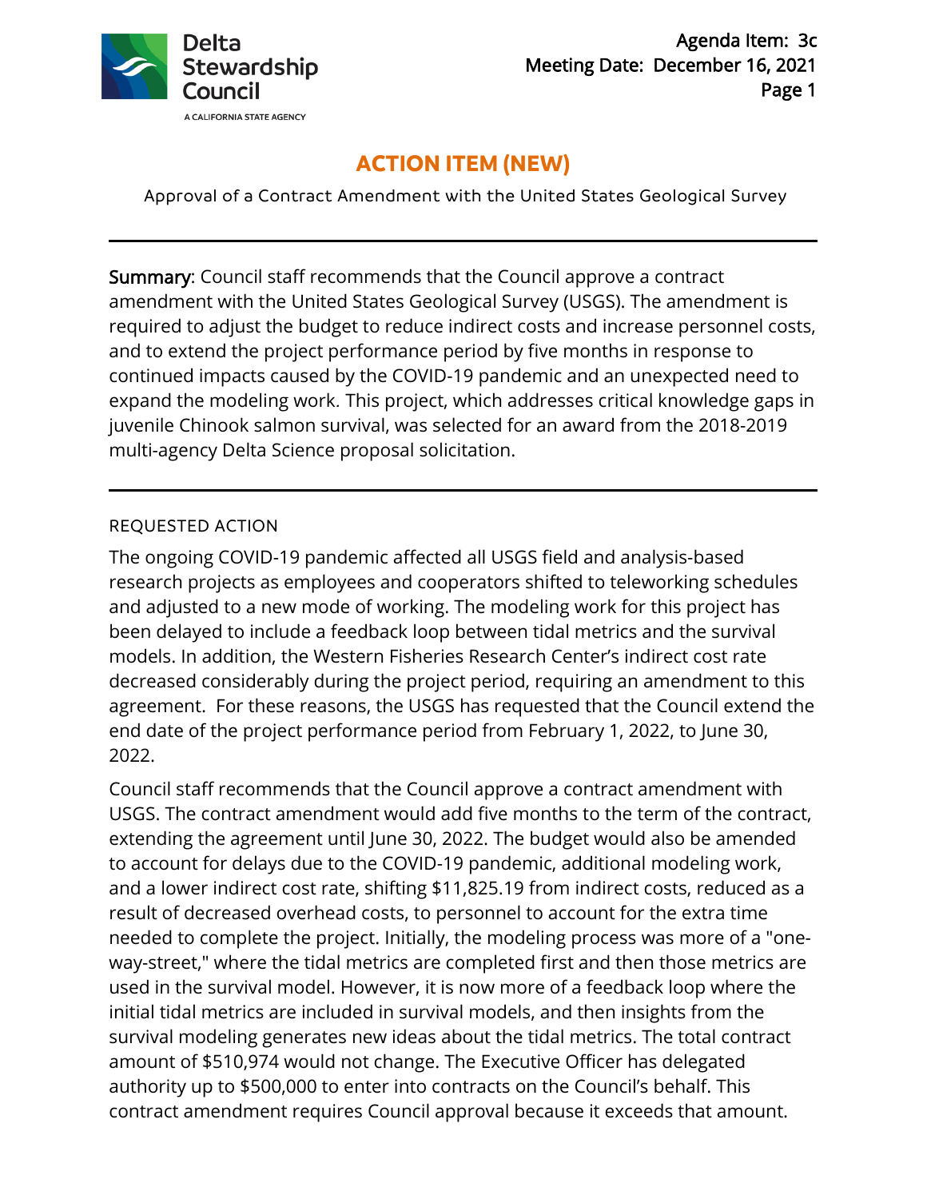Agenda Item: 3c
Meeting Date: December 16, 2021

# ACTION ITEM (NEW)

Approval of a Contract Amendment with the United States Geological Survey

---

**Summary**: Council staff recommends that the Council approve a contract amendment with the United States Geological Survey (USGS). The amendment is required to adjust the budget to reduce indirect costs and increase personnel costs, and to extend the project performance period by five months in response to continued impacts caused by the COVID-19 pandemic and an unexpected need to expand the modeling work. This project, which addresses critical knowledge gaps in juvenile Chinook salmon survival, was selected for an award from the 2018-2019 multi-agency Delta Science proposal solicitation.

---

## REQUESTED ACTION

The ongoing COVID-19 pandemic affected all USGS field and analysis-based research projects as employees and cooperators shifted to teleworking schedules and adjusted to a new mode of working. The modeling work for this project has been delayed to include a feedback loop between tidal metrics and the survival models. In addition, the Western Fisheries Research Center's indirect cost rate decreased considerably during the project period, requiring an amendment to this agreement. For these reasons, the USGS has requested that the Council extend the end date of the project performance period from February 1, 2022, to June 30, 2022.

Council staff recommends that the Council approve a contract amendment with USGS. The contract amendment would add five months to the term of the contract, extending the agreement until June 30, 2022. The budget would also be amended to account for delays due to the COVID-19 pandemic, additional modeling work, and a lower indirect cost rate, shifting $11,825.19 from indirect costs, reduced as a result of decreased overhead costs, to personnel to account for the extra time needed to complete the project. Initially, the modeling process was more of a "one-way-street," where the tidal metrics are completed first and then those metrics are used in the survival model. However, it is now more of a feedback loop where the initial tidal metrics are included in survival models, and then insights from the survival modeling generates new ideas about the tidal metrics. The total contract amount of $510,974 would not change. The Executive Officer has delegated authority up to $500,000 to enter into contracts on the Council's behalf. This contract amendment requires Council approval because it exceeds that amount.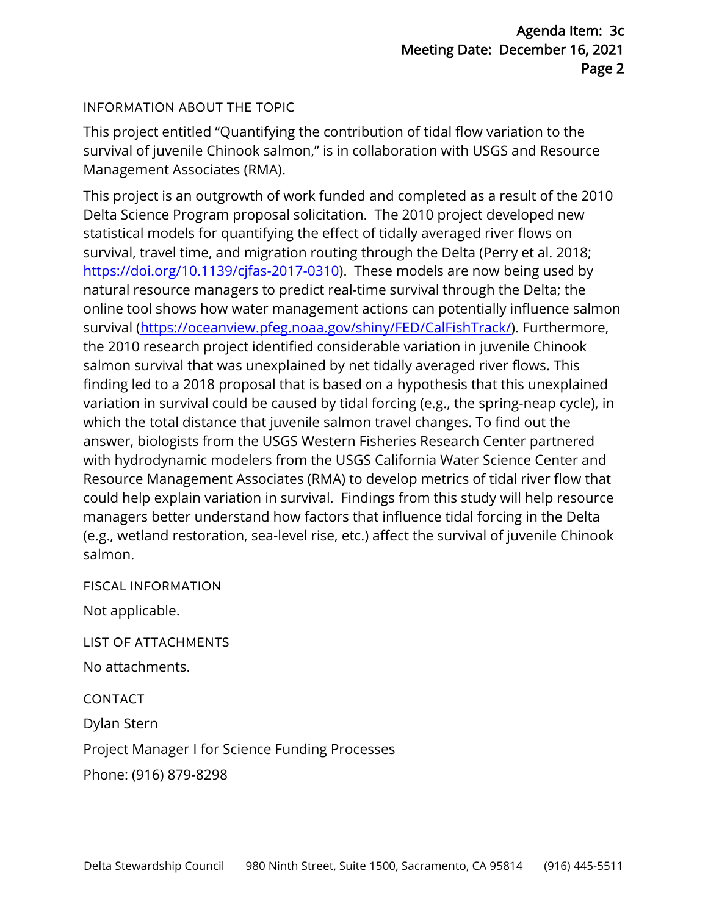## INFORMATION ABOUT THE TOPIC

This project entitled "Quantifying the contribution of tidal flow variation to the survival of juvenile Chinook salmon," is in collaboration with USGS and Resource Management Associates (RMA).

This project is an outgrowth of work funded and completed as a result of the 2010 Delta Science Program proposal solicitation. The 2010 project developed new statistical models for quantifying the effect of tidally averaged river flows on survival, travel time, and migration routing through the Delta (Perry et al. 2018; https://doi.org/10.1139/cjfas-2017-0310). These models are now being used by natural resource managers to predict real-time survival through the Delta; the online tool shows how water management actions can potentially influence salmon survival (https://oceanview.pfeg.noaa.gov/shiny/FED/CalFishTrack/). Furthermore, the 2010 research project identified considerable variation in juvenile Chinook salmon survival that was unexplained by net tidally averaged river flows. This finding led to a 2018 proposal that is based on a hypothesis that this unexplained variation in survival could be caused by tidal forcing (e.g., the spring-neap cycle), in which the total distance that juvenile salmon travel changes. To find out the answer, biologists from the USGS Western Fisheries Research Center partnered with hydrodynamic modelers from the USGS California Water Science Center and Resource Management Associates (RMA) to develop metrics of tidal river flow that could help explain variation in survival. Findings from this study will help resource managers better understand how factors that influence tidal forcing in the Delta (e.g., wetland restoration, sea-level rise, etc.) affect the survival of juvenile Chinook salmon.

## FISCAL INFORMATION

Not applicable.

## LIST OF ATTACHMENTS

No attachments.

## CONTACT

Dylan Stern

Project Manager I for Science Funding Processes

Phone: (916) 879-8298